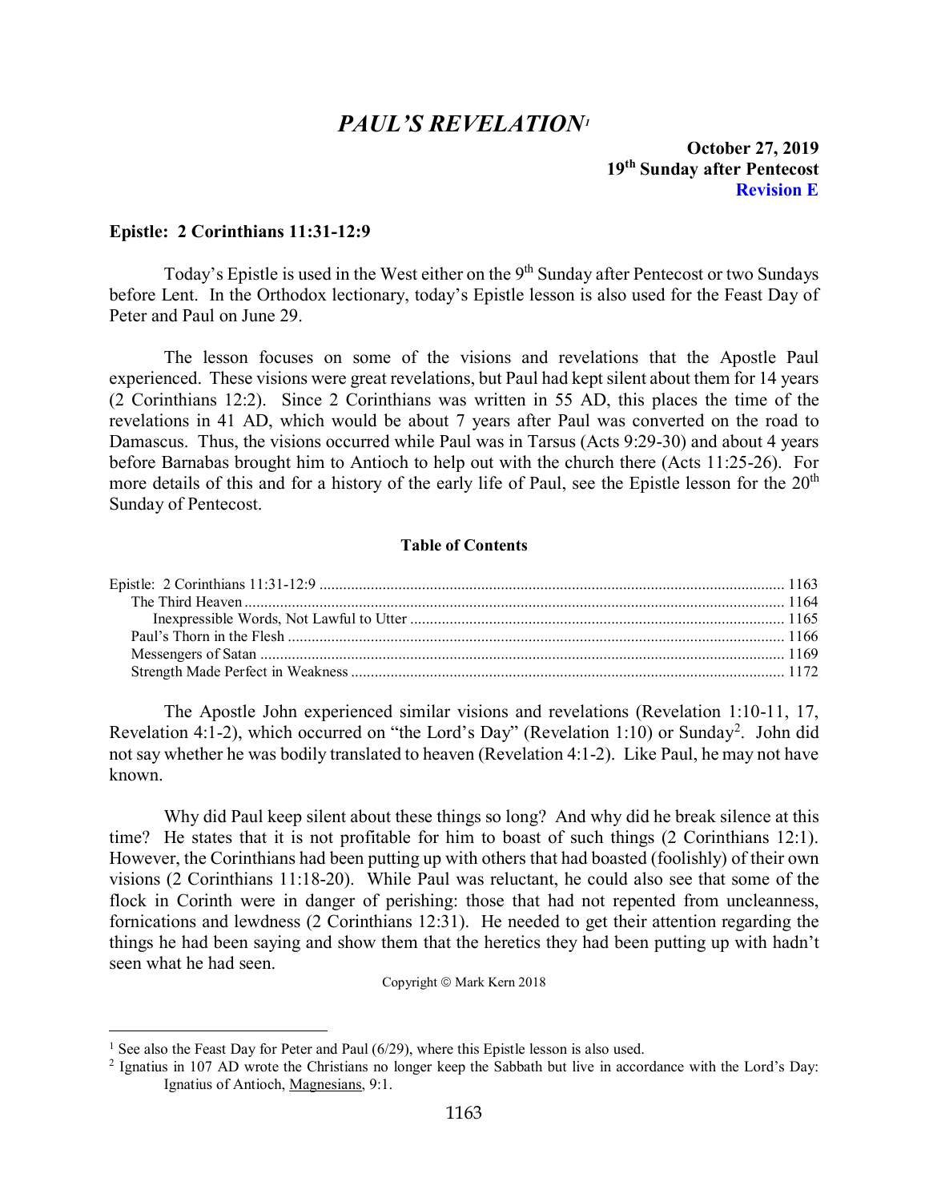# *PAUL'S REVELATION*[1]

**October 27, 2019**
**19th Sunday after Pentecost**
**Revision E**

## Epistle: 2 Corinthians 11:31-12:9

Today's Epistle is used in the West either on the 9th Sunday after Pentecost or two Sundays before Lent. In the Orthodox lectionary, today's Epistle lesson is also used for the Feast Day of Peter and Paul on June 29.

The lesson focuses on some of the visions and revelations that the Apostle Paul experienced. These visions were great revelations, but Paul had kept silent about them for 14 years (2 Corinthians 12:2). Since 2 Corinthians was written in 55 AD, this places the time of the revelations in 41 AD, which would be about 7 years after Paul was converted on the road to Damascus. Thus, the visions occurred while Paul was in Tarsus (Acts 9:29-30) and about 4 years before Barnabas brought him to Antioch to help out with the church there (Acts 11:25-26). For more details of this and for a history of the early life of Paul, see the Epistle lesson for the 20th Sunday of Pentecost.

**Table of Contents**

| | |
|---|---|
| Epistle: 2 Corinthians 11:31-12:9 | 1163 |
| The Third Heaven | 1164 |
| Inexpressible Words, Not Lawful to Utter | 1165 |
| Paul's Thorn in the Flesh | 1166 |
| Messengers of Satan | 1169 |
| Strength Made Perfect in Weakness | 1172 |

The Apostle John experienced similar visions and revelations (Revelation 1:10-11, 17, Revelation 4:1-2), which occurred on "the Lord's Day" (Revelation 1:10) or Sunday[2]. John did not say whether he was bodily translated to heaven (Revelation 4:1-2). Like Paul, he may not have known.

Why did Paul keep silent about these things so long? And why did he break silence at this time? He states that it is not profitable for him to boast of such things (2 Corinthians 12:1). However, the Corinthians had been putting up with others that had boasted (foolishly) of their own visions (2 Corinthians 11:18-20). While Paul was reluctant, he could also see that some of the flock in Corinth were in danger of perishing: those that had not repented from uncleanness, fornications and lewdness (2 Corinthians 12:31). He needed to get their attention regarding the things he had been saying and show them that the heretics they had been putting up with hadn't seen what he had seen.

Copyright © Mark Kern 2018

---

[1] See also the Feast Day for Peter and Paul (6/29), where this Epistle lesson is also used.

[2] Ignatius in 107 AD wrote the Christians no longer keep the Sabbath but live in accordance with the Lord's Day: Ignatius of Antioch, Magnesians, 9:1.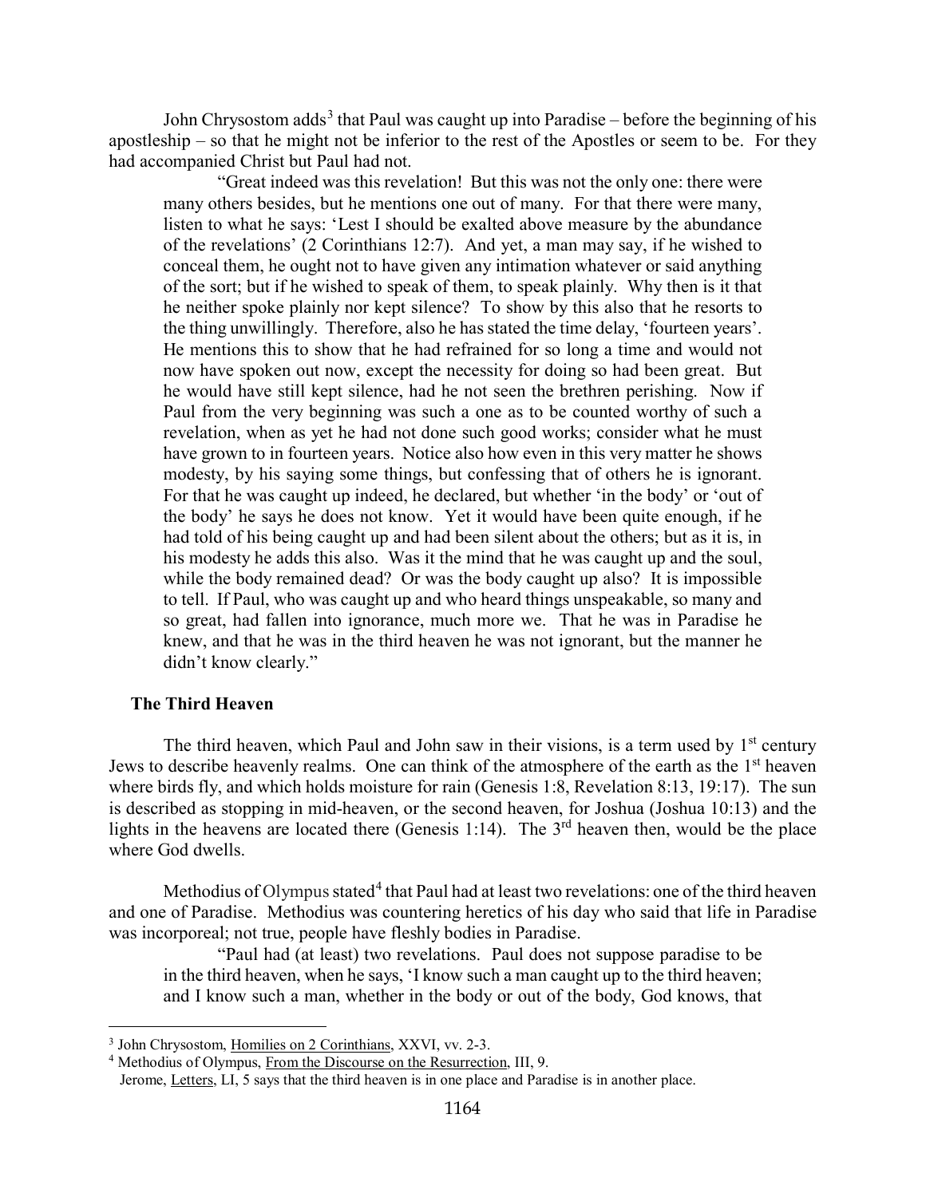John Chrysostom adds[3] that Paul was caught up into Paradise – before the beginning of his apostleship – so that he might not be inferior to the rest of the Apostles or seem to be. For they had accompanied Christ but Paul had not.

> "Great indeed was this revelation! But this was not the only one: there were many others besides, but he mentions one out of many. For that there were many, listen to what he says: 'Lest I should be exalted above measure by the abundance of the revelations' (2 Corinthians 12:7). And yet, a man may say, if he wished to conceal them, he ought not to have given any intimation whatever or said anything of the sort; but if he wished to speak of them, to speak plainly. Why then is it that he neither spoke plainly nor kept silence? To show by this also that he resorts to the thing unwillingly. Therefore, also he has stated the time delay, 'fourteen years'. He mentions this to show that he had refrained for so long a time and would not now have spoken out now, except the necessity for doing so had been great. But he would have still kept silence, had he not seen the brethren perishing. Now if Paul from the very beginning was such a one as to be counted worthy of such a revelation, when as yet he had not done such good works; consider what he must have grown to in fourteen years. Notice also how even in this very matter he shows modesty, by his saying some things, but confessing that of others he is ignorant. For that he was caught up indeed, he declared, but whether 'in the body' or 'out of the body' he says he does not know. Yet it would have been quite enough, if he had told of his being caught up and had been silent about the others; but as it is, in his modesty he adds this also. Was it the mind that he was caught up and the soul, while the body remained dead? Or was the body caught up also? It is impossible to tell. If Paul, who was caught up and who heard things unspeakable, so many and so great, had fallen into ignorance, much more we. That he was in Paradise he knew, and that he was in the third heaven he was not ignorant, but the manner he didn't know clearly."

### The Third Heaven

The third heaven, which Paul and John saw in their visions, is a term used by 1st century Jews to describe heavenly realms. One can think of the atmosphere of the earth as the 1st heaven where birds fly, and which holds moisture for rain (Genesis 1:8, Revelation 8:13, 19:17). The sun is described as stopping in mid-heaven, or the second heaven, for Joshua (Joshua 10:13) and the lights in the heavens are located there (Genesis 1:14). The 3rd heaven then, would be the place where God dwells.

Methodius of Olympus stated[4] that Paul had at least two revelations: one of the third heaven and one of Paradise. Methodius was countering heretics of his day who said that life in Paradise was incorporeal; not true, people have fleshly bodies in Paradise.

> "Paul had (at least) two revelations. Paul does not suppose paradise to be in the third heaven, when he says, 'I know such a man caught up to the third heaven; and I know such a man, whether in the body or out of the body, God knows, that

---

[3] John Chrysostom, Homilies on 2 Corinthians, XXVI, vv. 2-3.

[4] Methodius of Olympus, From the Discourse on the Resurrection, III, 9.
Jerome, Letters, LI, 5 says that the third heaven is in one place and Paradise is in another place.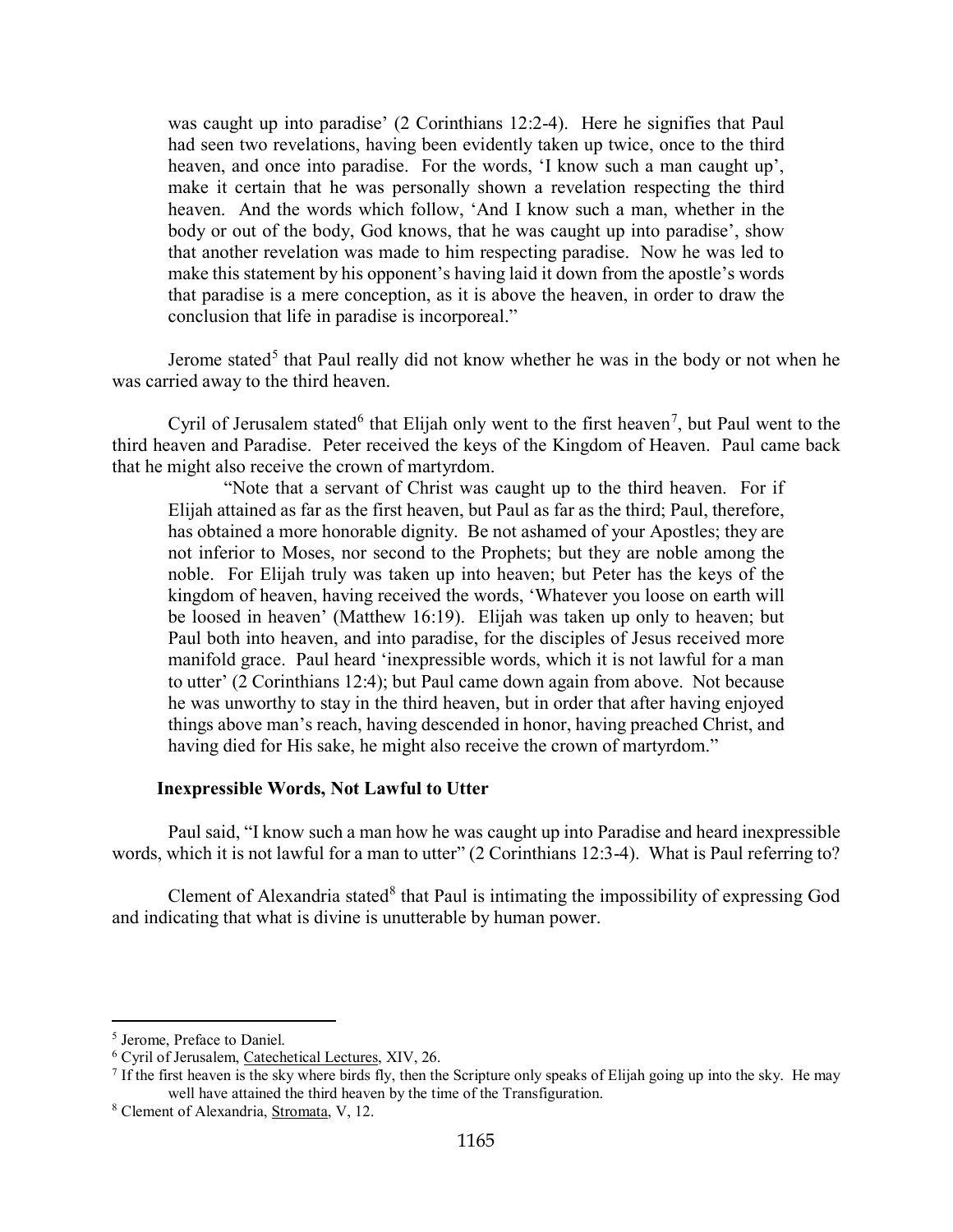> was caught up into paradise' (2 Corinthians 12:2-4). Here he signifies that Paul had seen two revelations, having been evidently taken up twice, once to the third heaven, and once into paradise. For the words, 'I know such a man caught up', make it certain that he was personally shown a revelation respecting the third heaven. And the words which follow, 'And I know such a man, whether in the body or out of the body, God knows, that he was caught up into paradise', show that another revelation was made to him respecting paradise. Now he was led to make this statement by his opponent's having laid it down from the apostle's words that paradise is a mere conception, as it is above the heaven, in order to draw the conclusion that life in paradise is incorporeal."

Jerome stated[5] that Paul really did not know whether he was in the body or not when he was carried away to the third heaven.

Cyril of Jerusalem stated[6] that Elijah only went to the first heaven[7], but Paul went to the third heaven and Paradise. Peter received the keys of the Kingdom of Heaven. Paul came back that he might also receive the crown of martyrdom.

> "Note that a servant of Christ was caught up to the third heaven. For if Elijah attained as far as the first heaven, but Paul as far as the third; Paul, therefore, has obtained a more honorable dignity. Be not ashamed of your Apostles; they are not inferior to Moses, nor second to the Prophets; but they are noble among the noble. For Elijah truly was taken up into heaven; but Peter has the keys of the kingdom of heaven, having received the words, 'Whatever you loose on earth will be loosed in heaven' (Matthew 16:19). Elijah was taken up only to heaven; but Paul both into heaven, and into paradise, for the disciples of Jesus received more manifold grace. Paul heard 'inexpressible words, which it is not lawful for a man to utter' (2 Corinthians 12:4); but Paul came down again from above. Not because he was unworthy to stay in the third heaven, but in order that after having enjoyed things above man's reach, having descended in honor, having preached Christ, and having died for His sake, he might also receive the crown of martyrdom."

### Inexpressible Words, Not Lawful to Utter

Paul said, "I know such a man how he was caught up into Paradise and heard inexpressible words, which it is not lawful for a man to utter" (2 Corinthians 12:3-4). What is Paul referring to?

Clement of Alexandria stated[8] that Paul is intimating the impossibility of expressing God and indicating that what is divine is unutterable by human power.

---

[5] Jerome, Preface to Daniel.

[6] Cyril of Jerusalem, Catechetical Lectures, XIV, 26.

[7] If the first heaven is the sky where birds fly, then the Scripture only speaks of Elijah going up into the sky. He may well have attained the third heaven by the time of the Transfiguration.

[8] Clement of Alexandria, Stromata, V, 12.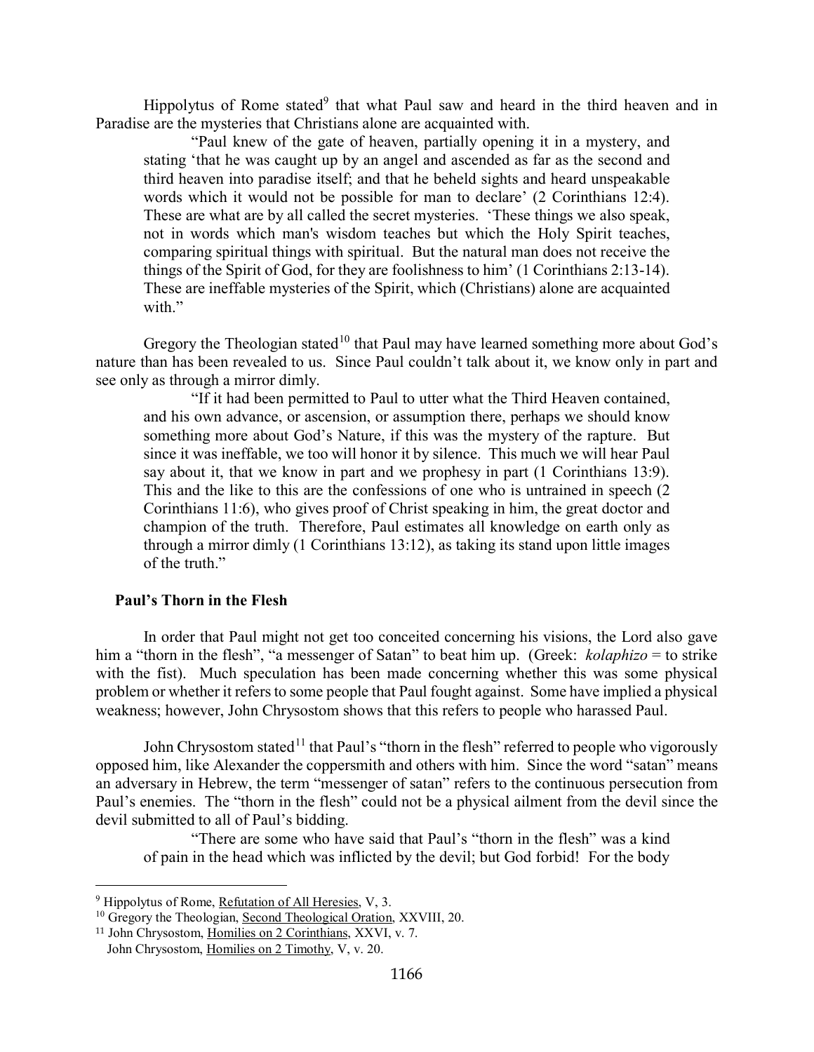Hippolytus of Rome stated[9] that what Paul saw and heard in the third heaven and in Paradise are the mysteries that Christians alone are acquainted with.

> "Paul knew of the gate of heaven, partially opening it in a mystery, and stating 'that he was caught up by an angel and ascended as far as the second and third heaven into paradise itself; and that he beheld sights and heard unspeakable words which it would not be possible for man to declare' (2 Corinthians 12:4). These are what are by all called the secret mysteries. 'These things we also speak, not in words which man's wisdom teaches but which the Holy Spirit teaches, comparing spiritual things with spiritual. But the natural man does not receive the things of the Spirit of God, for they are foolishness to him' (1 Corinthians 2:13-14). These are ineffable mysteries of the Spirit, which (Christians) alone are acquainted with."

Gregory the Theologian stated[10] that Paul may have learned something more about God's nature than has been revealed to us. Since Paul couldn't talk about it, we know only in part and see only as through a mirror dimly.

> "If it had been permitted to Paul to utter what the Third Heaven contained, and his own advance, or ascension, or assumption there, perhaps we should know something more about God's Nature, if this was the mystery of the rapture. But since it was ineffable, we too will honor it by silence. This much we will hear Paul say about it, that we know in part and we prophesy in part (1 Corinthians 13:9). This and the like to this are the confessions of one who is untrained in speech (2 Corinthians 11:6), who gives proof of Christ speaking in him, the great doctor and champion of the truth. Therefore, Paul estimates all knowledge on earth only as through a mirror dimly (1 Corinthians 13:12), as taking its stand upon little images of the truth."

### Paul's Thorn in the Flesh

In order that Paul might not get too conceited concerning his visions, the Lord also gave him a "thorn in the flesh", "a messenger of Satan" to beat him up. (Greek: *kolaphizo* = to strike with the fist). Much speculation has been made concerning whether this was some physical problem or whether it refers to some people that Paul fought against. Some have implied a physical weakness; however, John Chrysostom shows that this refers to people who harassed Paul.

John Chrysostom stated[11] that Paul's "thorn in the flesh" referred to people who vigorously opposed him, like Alexander the coppersmith and others with him. Since the word "satan" means an adversary in Hebrew, the term "messenger of satan" refers to the continuous persecution from Paul's enemies. The "thorn in the flesh" could not be a physical ailment from the devil since the devil submitted to all of Paul's bidding.

> "There are some who have said that Paul's "thorn in the flesh" was a kind of pain in the head which was inflicted by the devil; but God forbid! For the body

---

[9] Hippolytus of Rome, Refutation of All Heresies, V, 3.

[10] Gregory the Theologian, Second Theological Oration, XXVIII, 20.

[11] John Chrysostom, Homilies on 2 Corinthians, XXVI, v. 7.
John Chrysostom, Homilies on 2 Timothy, V, v. 20.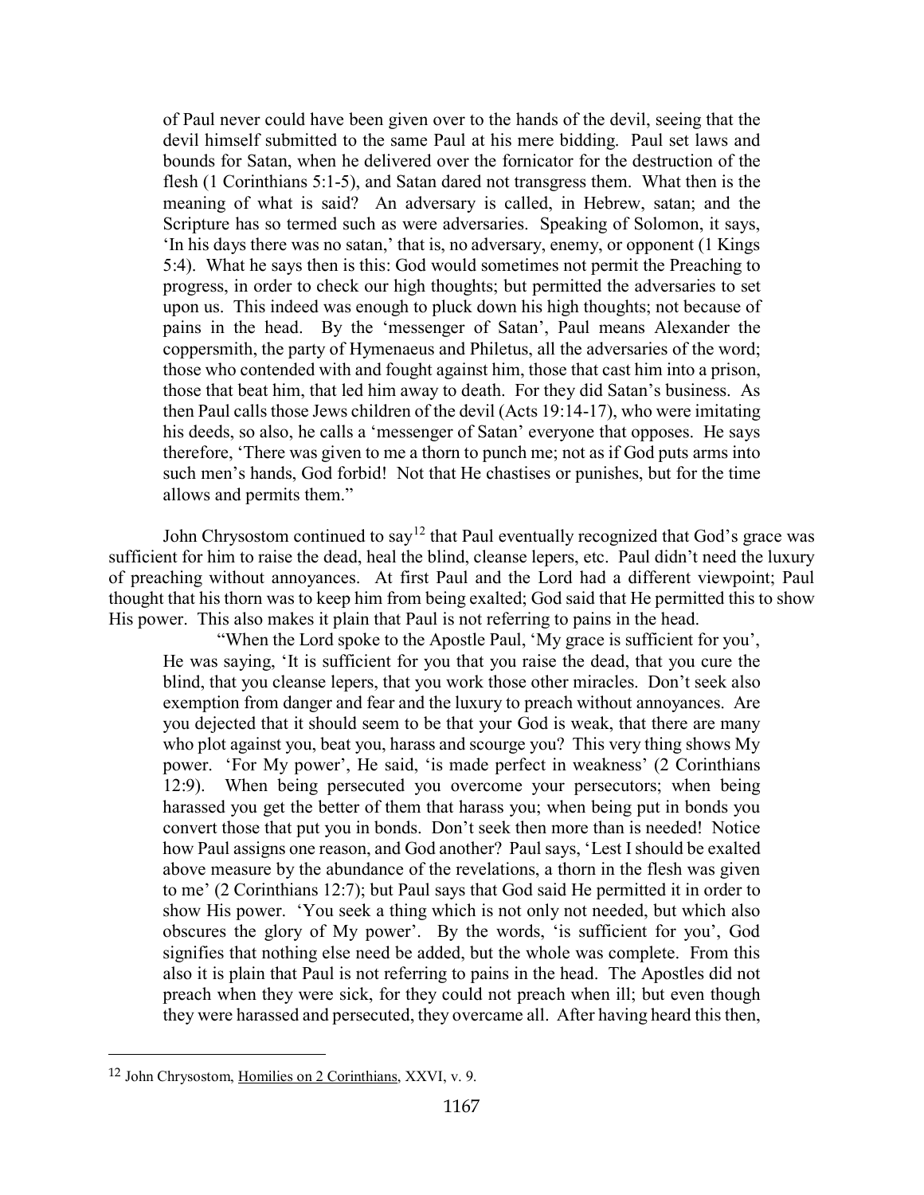> of Paul never could have been given over to the hands of the devil, seeing that the devil himself submitted to the same Paul at his mere bidding. Paul set laws and bounds for Satan, when he delivered over the fornicator for the destruction of the flesh (1 Corinthians 5:1-5), and Satan dared not transgress them. What then is the meaning of what is said? An adversary is called, in Hebrew, satan; and the Scripture has so termed such as were adversaries. Speaking of Solomon, it says, 'In his days there was no satan,' that is, no adversary, enemy, or opponent (1 Kings 5:4). What he says then is this: God would sometimes not permit the Preaching to progress, in order to check our high thoughts; but permitted the adversaries to set upon us. This indeed was enough to pluck down his high thoughts; not because of pains in the head. By the 'messenger of Satan', Paul means Alexander the coppersmith, the party of Hymenaeus and Philetus, all the adversaries of the word; those who contended with and fought against him, those that cast him into a prison, those that beat him, that led him away to death. For they did Satan's business. As then Paul calls those Jews children of the devil (Acts 19:14-17), who were imitating his deeds, so also, he calls a 'messenger of Satan' everyone that opposes. He says therefore, 'There was given to me a thorn to punch me; not as if God puts arms into such men's hands, God forbid! Not that He chastises or punishes, but for the time allows and permits them."

John Chrysostom continued to say[12] that Paul eventually recognized that God's grace was sufficient for him to raise the dead, heal the blind, cleanse lepers, etc. Paul didn't need the luxury of preaching without annoyances. At first Paul and the Lord had a different viewpoint; Paul thought that his thorn was to keep him from being exalted; God said that He permitted this to show His power. This also makes it plain that Paul is not referring to pains in the head.

> "When the Lord spoke to the Apostle Paul, 'My grace is sufficient for you', He was saying, 'It is sufficient for you that you raise the dead, that you cure the blind, that you cleanse lepers, that you work those other miracles. Don't seek also exemption from danger and fear and the luxury to preach without annoyances. Are you dejected that it should seem to be that your God is weak, that there are many who plot against you, beat you, harass and scourge you? This very thing shows My power. 'For My power', He said, 'is made perfect in weakness' (2 Corinthians 12:9). When being persecuted you overcome your persecutors; when being harassed you get the better of them that harass you; when being put in bonds you convert those that put you in bonds. Don't seek then more than is needed! Notice how Paul assigns one reason, and God another? Paul says, 'Lest I should be exalted above measure by the abundance of the revelations, a thorn in the flesh was given to me' (2 Corinthians 12:7); but Paul says that God said He permitted it in order to show His power. 'You seek a thing which is not only not needed, but which also obscures the glory of My power'. By the words, 'is sufficient for you', God signifies that nothing else need be added, but the whole was complete. From this also it is plain that Paul is not referring to pains in the head. The Apostles did not preach when they were sick, for they could not preach when ill; but even though they were harassed and persecuted, they overcame all. After having heard this then,

---

[12] John Chrysostom, Homilies on 2 Corinthians, XXVI, v. 9.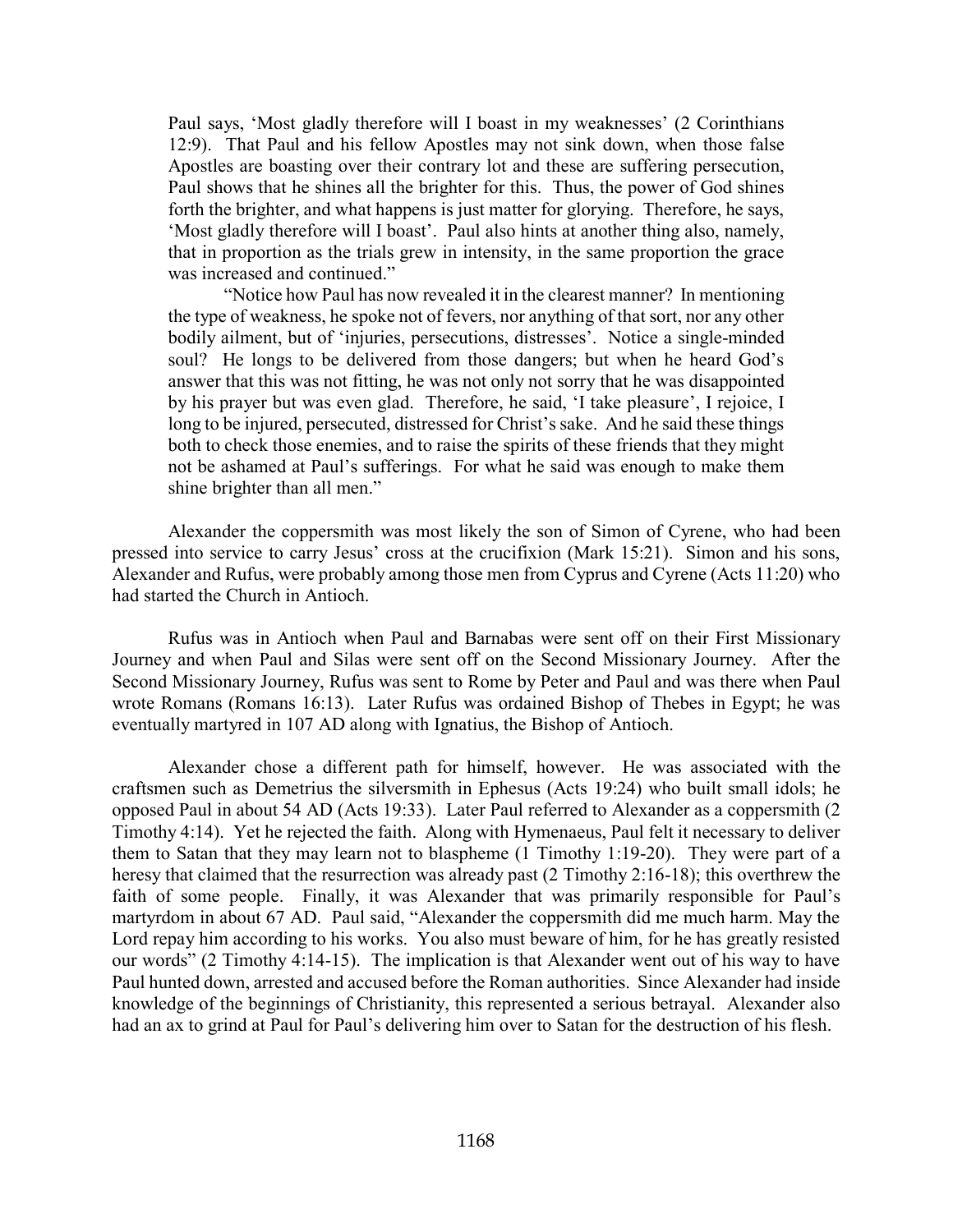> Paul says, 'Most gladly therefore will I boast in my weaknesses' (2 Corinthians 12:9). That Paul and his fellow Apostles may not sink down, when those false Apostles are boasting over their contrary lot and these are suffering persecution, Paul shows that he shines all the brighter for this. Thus, the power of God shines forth the brighter, and what happens is just matter for glorying. Therefore, he says, 'Most gladly therefore will I boast'. Paul also hints at another thing also, namely, that in proportion as the trials grew in intensity, in the same proportion the grace was increased and continued."
>
> "Notice how Paul has now revealed it in the clearest manner? In mentioning the type of weakness, he spoke not of fevers, nor anything of that sort, nor any other bodily ailment, but of 'injuries, persecutions, distresses'. Notice a single-minded soul? He longs to be delivered from those dangers; but when he heard God's answer that this was not fitting, he was not only not sorry that he was disappointed by his prayer but was even glad. Therefore, he said, 'I take pleasure', I rejoice, I long to be injured, persecuted, distressed for Christ's sake. And he said these things both to check those enemies, and to raise the spirits of these friends that they might not be ashamed at Paul's sufferings. For what he said was enough to make them shine brighter than all men."

Alexander the coppersmith was most likely the son of Simon of Cyrene, who had been pressed into service to carry Jesus' cross at the crucifixion (Mark 15:21). Simon and his sons, Alexander and Rufus, were probably among those men from Cyprus and Cyrene (Acts 11:20) who had started the Church in Antioch.

Rufus was in Antioch when Paul and Barnabas were sent off on their First Missionary Journey and when Paul and Silas were sent off on the Second Missionary Journey. After the Second Missionary Journey, Rufus was sent to Rome by Peter and Paul and was there when Paul wrote Romans (Romans 16:13). Later Rufus was ordained Bishop of Thebes in Egypt; he was eventually martyred in 107 AD along with Ignatius, the Bishop of Antioch.

Alexander chose a different path for himself, however. He was associated with the craftsmen such as Demetrius the silversmith in Ephesus (Acts 19:24) who built small idols; he opposed Paul in about 54 AD (Acts 19:33). Later Paul referred to Alexander as a coppersmith (2 Timothy 4:14). Yet he rejected the faith. Along with Hymenaeus, Paul felt it necessary to deliver them to Satan that they may learn not to blaspheme (1 Timothy 1:19-20). They were part of a heresy that claimed that the resurrection was already past (2 Timothy 2:16-18); this overthrew the faith of some people. Finally, it was Alexander that was primarily responsible for Paul's martyrdom in about 67 AD. Paul said, "Alexander the coppersmith did me much harm. May the Lord repay him according to his works. You also must beware of him, for he has greatly resisted our words" (2 Timothy 4:14-15). The implication is that Alexander went out of his way to have Paul hunted down, arrested and accused before the Roman authorities. Since Alexander had inside knowledge of the beginnings of Christianity, this represented a serious betrayal. Alexander also had an ax to grind at Paul for Paul's delivering him over to Satan for the destruction of his flesh.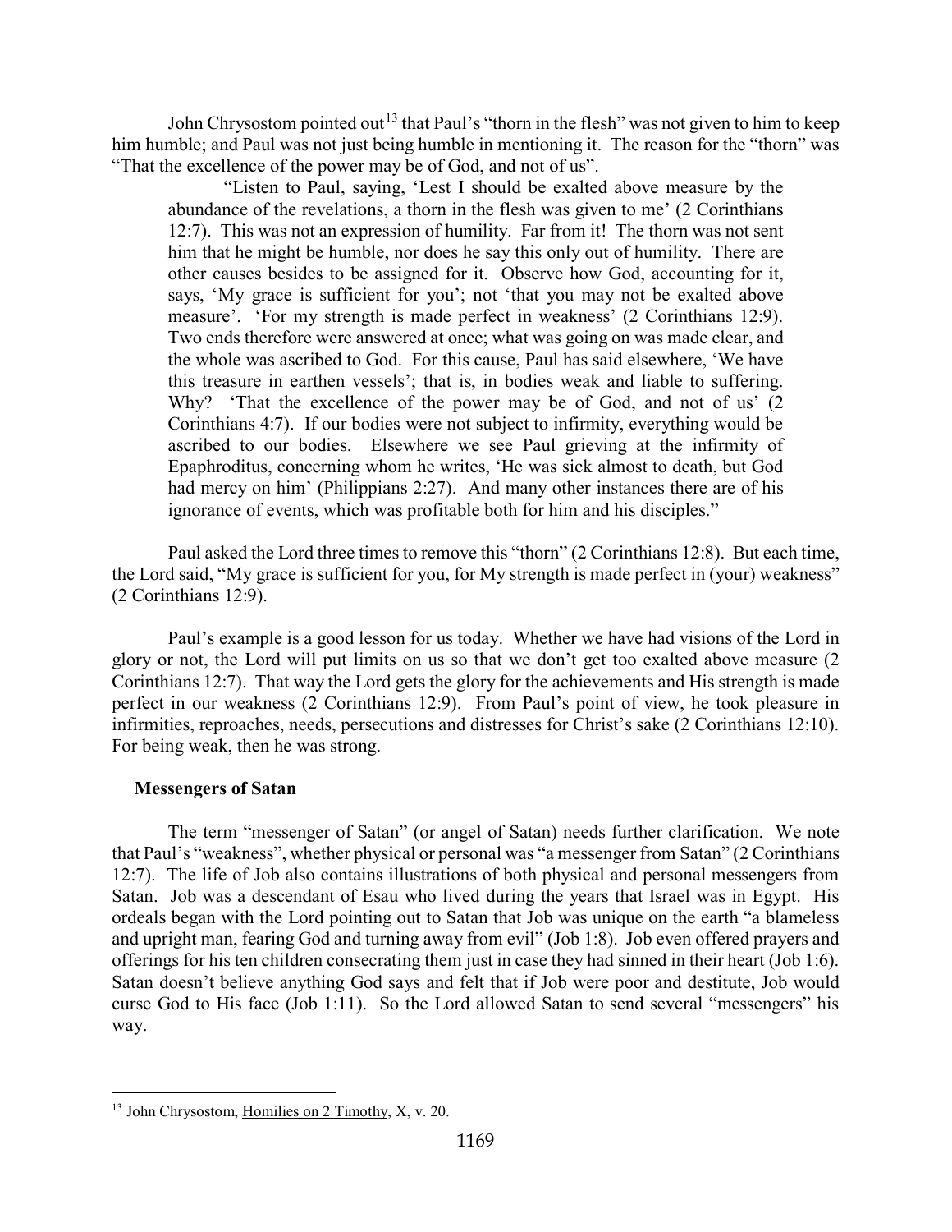John Chrysostom pointed out[13] that Paul's "thorn in the flesh" was not given to him to keep him humble; and Paul was not just being humble in mentioning it. The reason for the "thorn" was "That the excellence of the power may be of God, and not of us".

> "Listen to Paul, saying, 'Lest I should be exalted above measure by the abundance of the revelations, a thorn in the flesh was given to me' (2 Corinthians 12:7). This was not an expression of humility. Far from it! The thorn was not sent him that he might be humble, nor does he say this only out of humility. There are other causes besides to be assigned for it. Observe how God, accounting for it, says, 'My grace is sufficient for you'; not 'that you may not be exalted above measure'. 'For my strength is made perfect in weakness' (2 Corinthians 12:9). Two ends therefore were answered at once; what was going on was made clear, and the whole was ascribed to God. For this cause, Paul has said elsewhere, 'We have this treasure in earthen vessels'; that is, in bodies weak and liable to suffering. Why? 'That the excellence of the power may be of God, and not of us' (2 Corinthians 4:7). If our bodies were not subject to infirmity, everything would be ascribed to our bodies. Elsewhere we see Paul grieving at the infirmity of Epaphroditus, concerning whom he writes, 'He was sick almost to death, but God had mercy on him' (Philippians 2:27). And many other instances there are of his ignorance of events, which was profitable both for him and his disciples."

Paul asked the Lord three times to remove this "thorn" (2 Corinthians 12:8). But each time, the Lord said, "My grace is sufficient for you, for My strength is made perfect in (your) weakness" (2 Corinthians 12:9).

Paul's example is a good lesson for us today. Whether we have had visions of the Lord in glory or not, the Lord will put limits on us so that we don't get too exalted above measure (2 Corinthians 12:7). That way the Lord gets the glory for the achievements and His strength is made perfect in our weakness (2 Corinthians 12:9). From Paul's point of view, he took pleasure in infirmities, reproaches, needs, persecutions and distresses for Christ's sake (2 Corinthians 12:10). For being weak, then he was strong.

### Messengers of Satan

The term "messenger of Satan" (or angel of Satan) needs further clarification. We note that Paul's "weakness", whether physical or personal was "a messenger from Satan" (2 Corinthians 12:7). The life of Job also contains illustrations of both physical and personal messengers from Satan. Job was a descendant of Esau who lived during the years that Israel was in Egypt. His ordeals began with the Lord pointing out to Satan that Job was unique on the earth "a blameless and upright man, fearing God and turning away from evil" (Job 1:8). Job even offered prayers and offerings for his ten children consecrating them just in case they had sinned in their heart (Job 1:6). Satan doesn't believe anything God says and felt that if Job were poor and destitute, Job would curse God to His face (Job 1:11). So the Lord allowed Satan to send several "messengers" his way.

---

[13] John Chrysostom, Homilies on 2 Timothy, X, v. 20.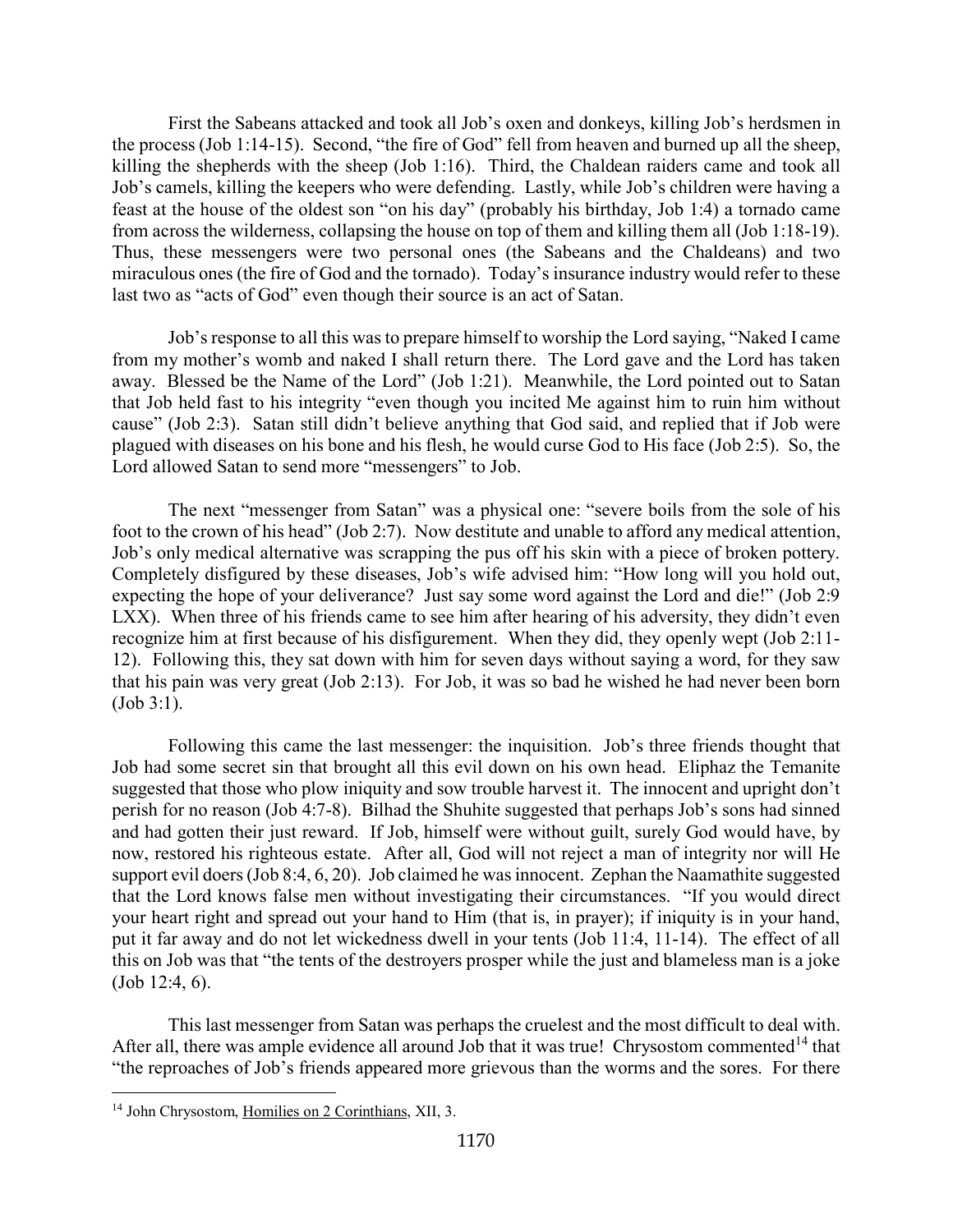First the Sabeans attacked and took all Job's oxen and donkeys, killing Job's herdsmen in the process (Job 1:14-15). Second, "the fire of God" fell from heaven and burned up all the sheep, killing the shepherds with the sheep (Job 1:16). Third, the Chaldean raiders came and took all Job's camels, killing the keepers who were defending. Lastly, while Job's children were having a feast at the house of the oldest son "on his day" (probably his birthday, Job 1:4) a tornado came from across the wilderness, collapsing the house on top of them and killing them all (Job 1:18-19). Thus, these messengers were two personal ones (the Sabeans and the Chaldeans) and two miraculous ones (the fire of God and the tornado). Today's insurance industry would refer to these last two as "acts of God" even though their source is an act of Satan.

Job's response to all this was to prepare himself to worship the Lord saying, "Naked I came from my mother's womb and naked I shall return there. The Lord gave and the Lord has taken away. Blessed be the Name of the Lord" (Job 1:21). Meanwhile, the Lord pointed out to Satan that Job held fast to his integrity "even though you incited Me against him to ruin him without cause" (Job 2:3). Satan still didn't believe anything that God said, and replied that if Job were plagued with diseases on his bone and his flesh, he would curse God to His face (Job 2:5). So, the Lord allowed Satan to send more "messengers" to Job.

The next "messenger from Satan" was a physical one: "severe boils from the sole of his foot to the crown of his head" (Job 2:7). Now destitute and unable to afford any medical attention, Job's only medical alternative was scrapping the pus off his skin with a piece of broken pottery. Completely disfigured by these diseases, Job's wife advised him: "How long will you hold out, expecting the hope of your deliverance? Just say some word against the Lord and die!" (Job 2:9 LXX). When three of his friends came to see him after hearing of his adversity, they didn't even recognize him at first because of his disfigurement. When they did, they openly wept (Job 2:11-12). Following this, they sat down with him for seven days without saying a word, for they saw that his pain was very great (Job 2:13). For Job, it was so bad he wished he had never been born (Job 3:1).

Following this came the last messenger: the inquisition. Job's three friends thought that Job had some secret sin that brought all this evil down on his own head. Eliphaz the Temanite suggested that those who plow iniquity and sow trouble harvest it. The innocent and upright don't perish for no reason (Job 4:7-8). Bilhad the Shuhite suggested that perhaps Job's sons had sinned and had gotten their just reward. If Job, himself were without guilt, surely God would have, by now, restored his righteous estate. After all, God will not reject a man of integrity nor will He support evil doers (Job 8:4, 6, 20). Job claimed he was innocent. Zephan the Naamathite suggested that the Lord knows false men without investigating their circumstances. "If you would direct your heart right and spread out your hand to Him (that is, in prayer); if iniquity is in your hand, put it far away and do not let wickedness dwell in your tents (Job 11:4, 11-14). The effect of all this on Job was that "the tents of the destroyers prosper while the just and blameless man is a joke (Job 12:4, 6).

This last messenger from Satan was perhaps the cruelest and the most difficult to deal with. After all, there was ample evidence all around Job that it was true! Chrysostom commented[14] that "the reproaches of Job's friends appeared more grievous than the worms and the sores. For there

---

[14] John Chrysostom, Homilies on 2 Corinthians, XII, 3.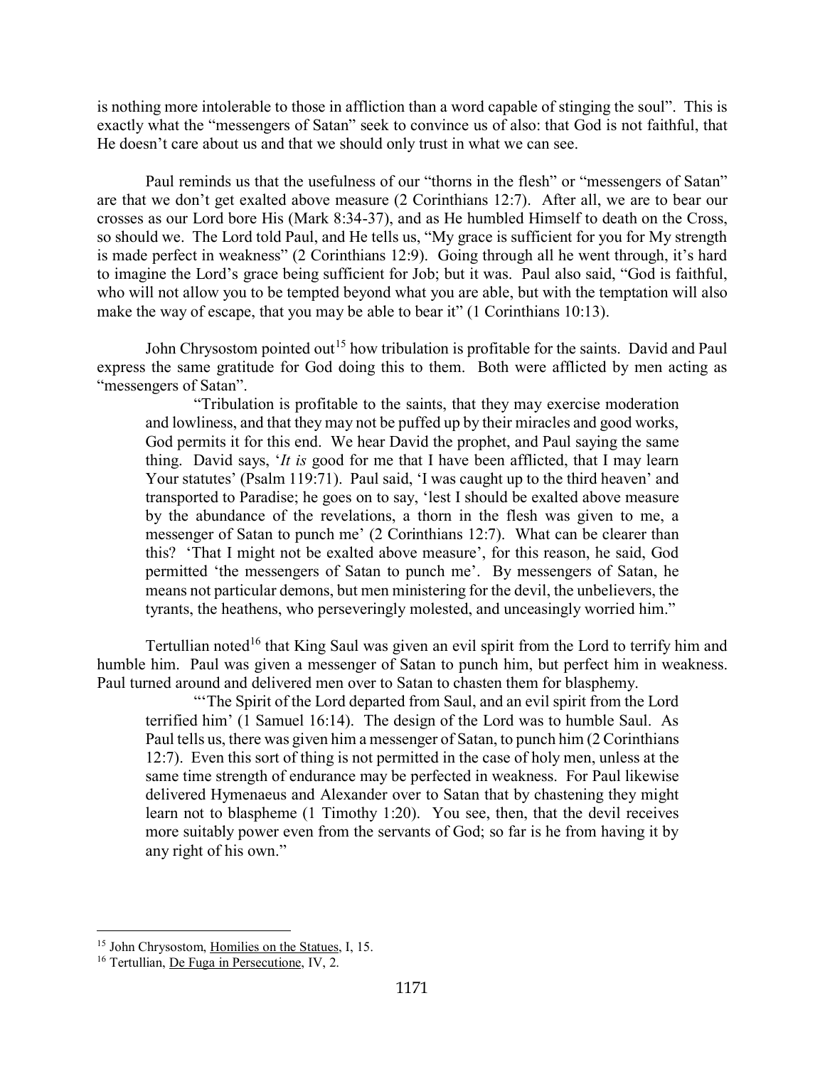is nothing more intolerable to those in affliction than a word capable of stinging the soul". This is exactly what the "messengers of Satan" seek to convince us of also: that God is not faithful, that He doesn't care about us and that we should only trust in what we can see.

Paul reminds us that the usefulness of our "thorns in the flesh" or "messengers of Satan" are that we don't get exalted above measure (2 Corinthians 12:7). After all, we are to bear our crosses as our Lord bore His (Mark 8:34-37), and as He humbled Himself to death on the Cross, so should we. The Lord told Paul, and He tells us, "My grace is sufficient for you for My strength is made perfect in weakness" (2 Corinthians 12:9). Going through all he went through, it's hard to imagine the Lord's grace being sufficient for Job; but it was. Paul also said, "God is faithful, who will not allow you to be tempted beyond what you are able, but with the temptation will also make the way of escape, that you may be able to bear it" (1 Corinthians 10:13).

John Chrysostom pointed out[15] how tribulation is profitable for the saints. David and Paul express the same gratitude for God doing this to them. Both were afflicted by men acting as "messengers of Satan".

> "Tribulation is profitable to the saints, that they may exercise moderation and lowliness, and that they may not be puffed up by their miracles and good works, God permits it for this end. We hear David the prophet, and Paul saying the same thing. David says, '*It is* good for me that I have been afflicted, that I may learn Your statutes' (Psalm 119:71). Paul said, 'I was caught up to the third heaven' and transported to Paradise; he goes on to say, 'lest I should be exalted above measure by the abundance of the revelations, a thorn in the flesh was given to me, a messenger of Satan to punch me' (2 Corinthians 12:7). What can be clearer than this? 'That I might not be exalted above measure', for this reason, he said, God permitted 'the messengers of Satan to punch me'. By messengers of Satan, he means not particular demons, but men ministering for the devil, the unbelievers, the tyrants, the heathens, who perseveringly molested, and unceasingly worried him."

Tertullian noted[16] that King Saul was given an evil spirit from the Lord to terrify him and humble him. Paul was given a messenger of Satan to punch him, but perfect him in weakness. Paul turned around and delivered men over to Satan to chasten them for blasphemy.

> "'The Spirit of the Lord departed from Saul, and an evil spirit from the Lord terrified him' (1 Samuel 16:14). The design of the Lord was to humble Saul. As Paul tells us, there was given him a messenger of Satan, to punch him (2 Corinthians 12:7). Even this sort of thing is not permitted in the case of holy men, unless at the same time strength of endurance may be perfected in weakness. For Paul likewise delivered Hymenaeus and Alexander over to Satan that by chastening they might learn not to blaspheme (1 Timothy 1:20). You see, then, that the devil receives more suitably power even from the servants of God; so far is he from having it by any right of his own."

---

[15] John Chrysostom, Homilies on the Statues, I, 15.

[16] Tertullian, De Fuga in Persecutione, IV, 2.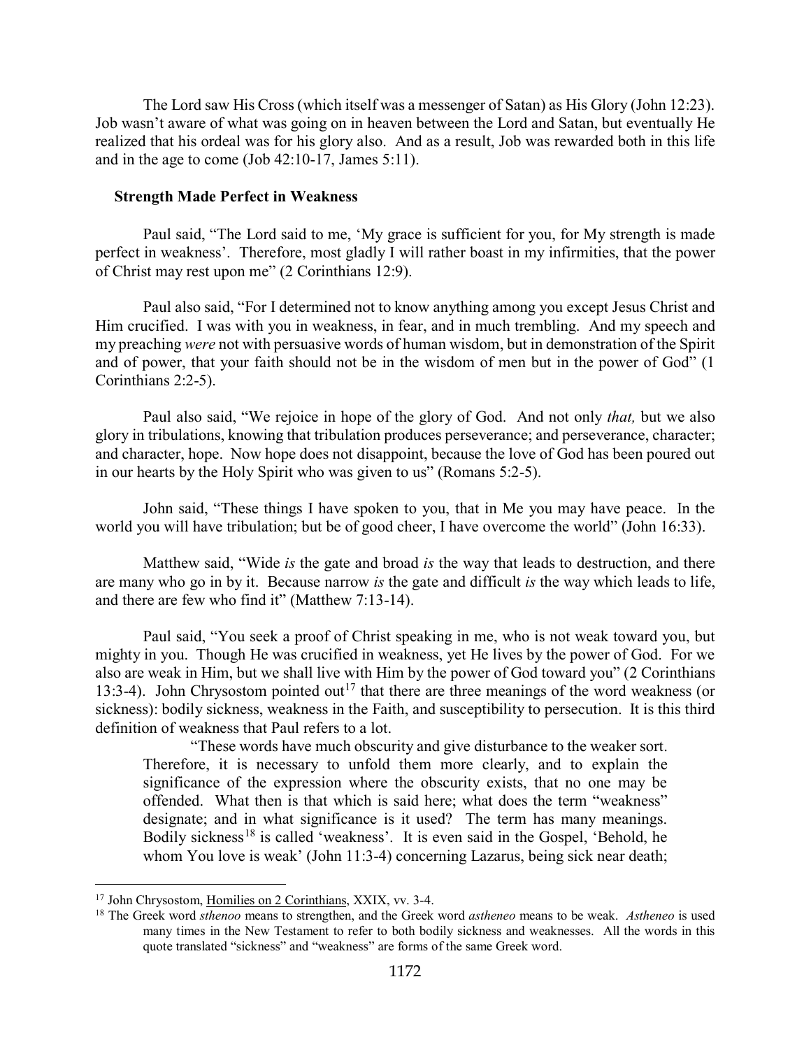The Lord saw His Cross (which itself was a messenger of Satan) as His Glory (John 12:23). Job wasn't aware of what was going on in heaven between the Lord and Satan, but eventually He realized that his ordeal was for his glory also. And as a result, Job was rewarded both in this life and in the age to come (Job 42:10-17, James 5:11).

### Strength Made Perfect in Weakness

Paul said, "The Lord said to me, 'My grace is sufficient for you, for My strength is made perfect in weakness'. Therefore, most gladly I will rather boast in my infirmities, that the power of Christ may rest upon me" (2 Corinthians 12:9).

Paul also said, "For I determined not to know anything among you except Jesus Christ and Him crucified. I was with you in weakness, in fear, and in much trembling. And my speech and my preaching *were* not with persuasive words of human wisdom, but in demonstration of the Spirit and of power, that your faith should not be in the wisdom of men but in the power of God" (1 Corinthians 2:2-5).

Paul also said, "We rejoice in hope of the glory of God. And not only *that,* but we also glory in tribulations, knowing that tribulation produces perseverance; and perseverance, character; and character, hope. Now hope does not disappoint, because the love of God has been poured out in our hearts by the Holy Spirit who was given to us" (Romans 5:2-5).

John said, "These things I have spoken to you, that in Me you may have peace. In the world you will have tribulation; but be of good cheer, I have overcome the world" (John 16:33).

Matthew said, "Wide *is* the gate and broad *is* the way that leads to destruction, and there are many who go in by it. Because narrow *is* the gate and difficult *is* the way which leads to life, and there are few who find it" (Matthew 7:13-14).

Paul said, "You seek a proof of Christ speaking in me, who is not weak toward you, but mighty in you. Though He was crucified in weakness, yet He lives by the power of God. For we also are weak in Him, but we shall live with Him by the power of God toward you" (2 Corinthians 13:3-4). John Chrysostom pointed out[17] that there are three meanings of the word weakness (or sickness): bodily sickness, weakness in the Faith, and susceptibility to persecution. It is this third definition of weakness that Paul refers to a lot.

> "These words have much obscurity and give disturbance to the weaker sort. Therefore, it is necessary to unfold them more clearly, and to explain the significance of the expression where the obscurity exists, that no one may be offended. What then is that which is said here; what does the term "weakness" designate; and in what significance is it used? The term has many meanings. Bodily sickness[18] is called 'weakness'. It is even said in the Gospel, 'Behold, he whom You love is weak' (John 11:3-4) concerning Lazarus, being sick near death;

---

[17] John Chrysostom, Homilies on 2 Corinthians, XXIX, vv. 3-4.

[18] The Greek word *sthenoo* means to strengthen, and the Greek word *astheneo* means to be weak. *Astheneo* is used many times in the New Testament to refer to both bodily sickness and weaknesses. All the words in this quote translated "sickness" and "weakness" are forms of the same Greek word.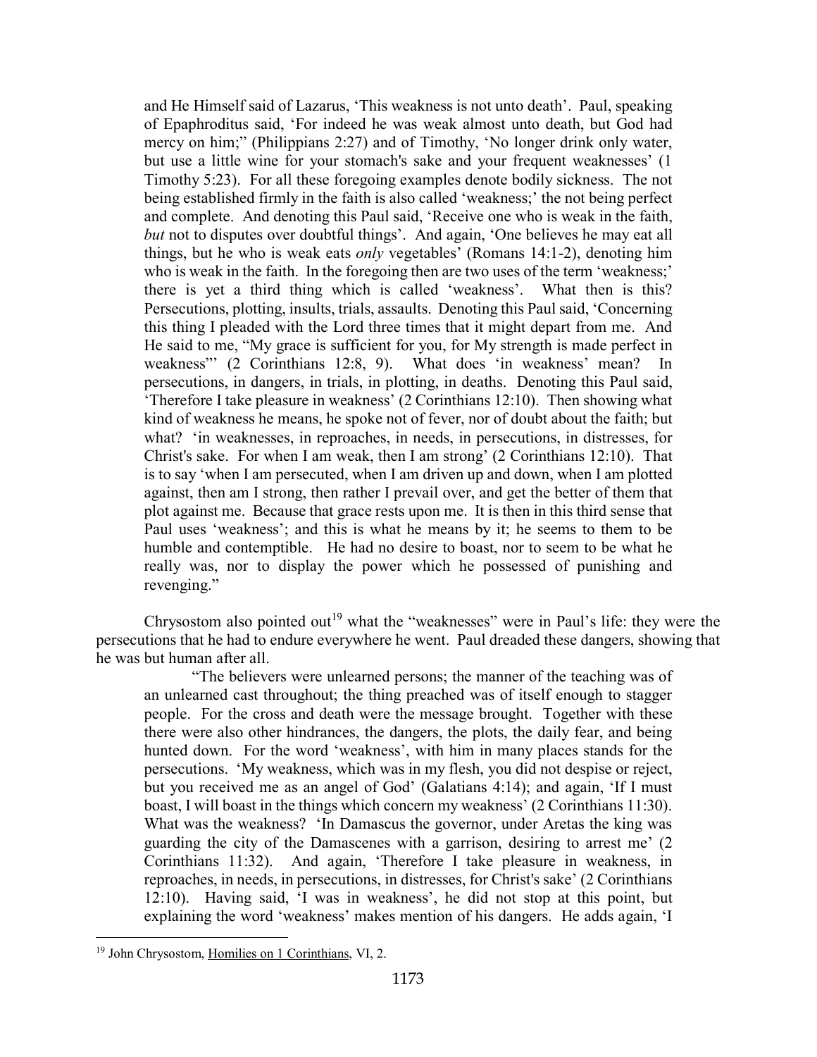> and He Himself said of Lazarus, 'This weakness is not unto death'. Paul, speaking of Epaphroditus said, 'For indeed he was weak almost unto death, but God had mercy on him;" (Philippians 2:27) and of Timothy, 'No longer drink only water, but use a little wine for your stomach's sake and your frequent weaknesses' (1 Timothy 5:23). For all these foregoing examples denote bodily sickness. The not being established firmly in the faith is also called 'weakness;' the not being perfect and complete. And denoting this Paul said, 'Receive one who is weak in the faith, *but* not to disputes over doubtful things'. And again, 'One believes he may eat all things, but he who is weak eats *only* vegetables' (Romans 14:1-2), denoting him who is weak in the faith. In the foregoing then are two uses of the term 'weakness;' there is yet a third thing which is called 'weakness'. What then is this? Persecutions, plotting, insults, trials, assaults. Denoting this Paul said, 'Concerning this thing I pleaded with the Lord three times that it might depart from me. And He said to me, "My grace is sufficient for you, for My strength is made perfect in weakness"' (2 Corinthians 12:8, 9). What does 'in weakness' mean? In persecutions, in dangers, in trials, in plotting, in deaths. Denoting this Paul said, 'Therefore I take pleasure in weakness' (2 Corinthians 12:10). Then showing what kind of weakness he means, he spoke not of fever, nor of doubt about the faith; but what? 'in weaknesses, in reproaches, in needs, in persecutions, in distresses, for Christ's sake. For when I am weak, then I am strong' (2 Corinthians 12:10). That is to say 'when I am persecuted, when I am driven up and down, when I am plotted against, then am I strong, then rather I prevail over, and get the better of them that plot against me. Because that grace rests upon me. It is then in this third sense that Paul uses 'weakness'; and this is what he means by it; he seems to them to be humble and contemptible. He had no desire to boast, nor to seem to be what he really was, nor to display the power which he possessed of punishing and revenging."

Chrysostom also pointed out[19] what the "weaknesses" were in Paul's life: they were the persecutions that he had to endure everywhere he went. Paul dreaded these dangers, showing that he was but human after all.

> "The believers were unlearned persons; the manner of the teaching was of an unlearned cast throughout; the thing preached was of itself enough to stagger people. For the cross and death were the message brought. Together with these there were also other hindrances, the dangers, the plots, the daily fear, and being hunted down. For the word 'weakness', with him in many places stands for the persecutions. 'My weakness, which was in my flesh, you did not despise or reject, but you received me as an angel of God' (Galatians 4:14); and again, 'If I must boast, I will boast in the things which concern my weakness' (2 Corinthians 11:30). What was the weakness? 'In Damascus the governor, under Aretas the king was guarding the city of the Damascenes with a garrison, desiring to arrest me' (2 Corinthians 11:32). And again, 'Therefore I take pleasure in weakness, in reproaches, in needs, in persecutions, in distresses, for Christ's sake' (2 Corinthians 12:10). Having said, 'I was in weakness', he did not stop at this point, but explaining the word 'weakness' makes mention of his dangers. He adds again, 'I

[19] John Chrysostom, Homilies on 1 Corinthians, VI, 2.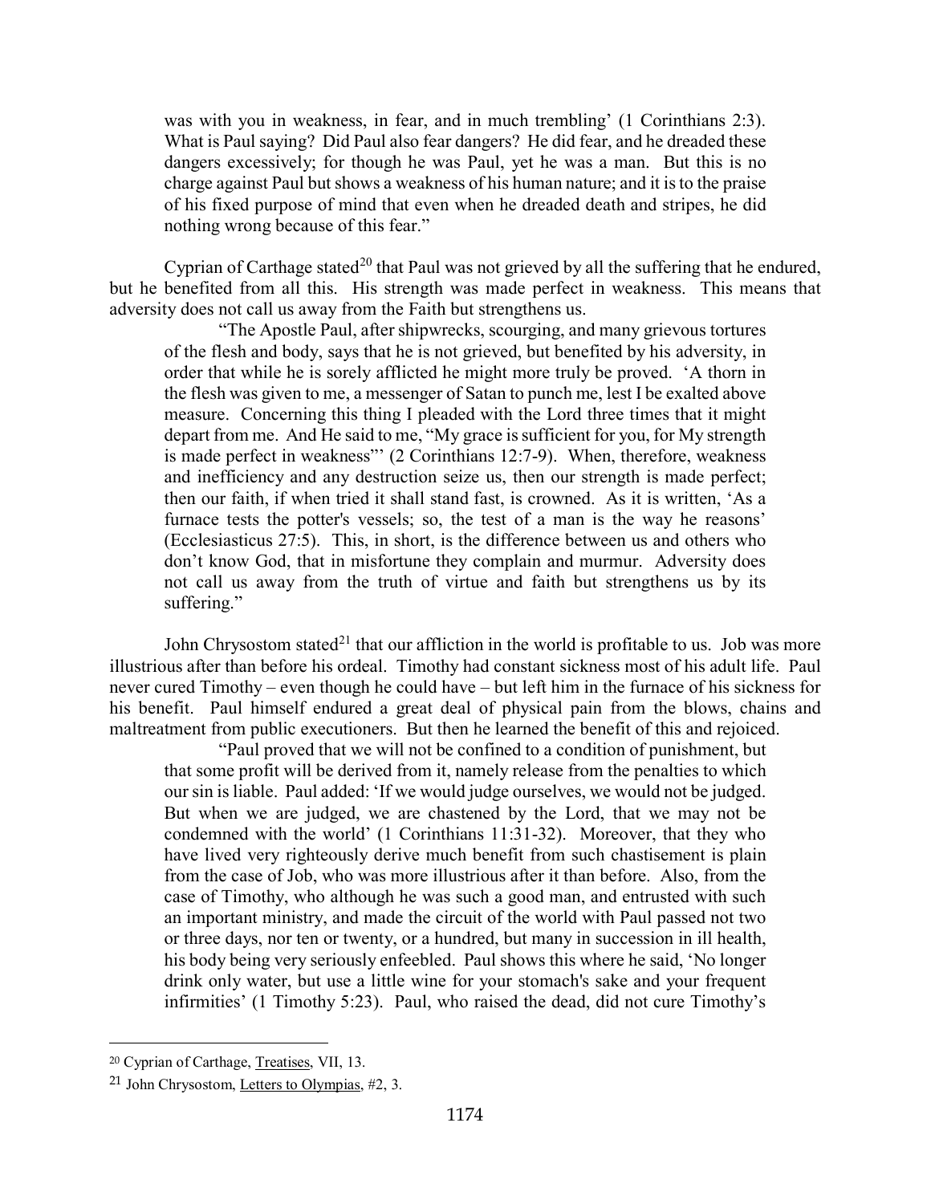was with you in weakness, in fear, and in much trembling' (1 Corinthians 2:3). What is Paul saying? Did Paul also fear dangers? He did fear, and he dreaded these dangers excessively; for though he was Paul, yet he was a man. But this is no charge against Paul but shows a weakness of his human nature; and it is to the praise of his fixed purpose of mind that even when he dreaded death and stripes, he did nothing wrong because of this fear."

Cyprian of Carthage stated[20] that Paul was not grieved by all the suffering that he endured, but he benefited from all this. His strength was made perfect in weakness. This means that adversity does not call us away from the Faith but strengthens us.

> "The Apostle Paul, after shipwrecks, scourging, and many grievous tortures of the flesh and body, says that he is not grieved, but benefited by his adversity, in order that while he is sorely afflicted he might more truly be proved. 'A thorn in the flesh was given to me, a messenger of Satan to punch me, lest I be exalted above measure. Concerning this thing I pleaded with the Lord three times that it might depart from me. And He said to me, "My grace is sufficient for you, for My strength is made perfect in weakness"' (2 Corinthians 12:7-9). When, therefore, weakness and inefficiency and any destruction seize us, then our strength is made perfect; then our faith, if when tried it shall stand fast, is crowned. As it is written, 'As a furnace tests the potter's vessels; so, the test of a man is the way he reasons' (Ecclesiasticus 27:5). This, in short, is the difference between us and others who don't know God, that in misfortune they complain and murmur. Adversity does not call us away from the truth of virtue and faith but strengthens us by its suffering."

John Chrysostom stated[21] that our affliction in the world is profitable to us. Job was more illustrious after than before his ordeal. Timothy had constant sickness most of his adult life. Paul never cured Timothy – even though he could have – but left him in the furnace of his sickness for his benefit. Paul himself endured a great deal of physical pain from the blows, chains and maltreatment from public executioners. But then he learned the benefit of this and rejoiced.

> "Paul proved that we will not be confined to a condition of punishment, but that some profit will be derived from it, namely release from the penalties to which our sin is liable. Paul added: 'If we would judge ourselves, we would not be judged. But when we are judged, we are chastened by the Lord, that we may not be condemned with the world' (1 Corinthians 11:31-32). Moreover, that they who have lived very righteously derive much benefit from such chastisement is plain from the case of Job, who was more illustrious after it than before. Also, from the case of Timothy, who although he was such a good man, and entrusted with such an important ministry, and made the circuit of the world with Paul passed not two or three days, nor ten or twenty, or a hundred, but many in succession in ill health, his body being very seriously enfeebled. Paul shows this where he said, 'No longer drink only water, but use a little wine for your stomach's sake and your frequent infirmities' (1 Timothy 5:23). Paul, who raised the dead, did not cure Timothy's

---

[20] Cyprian of Carthage, Treatises, VII, 13.

[21] John Chrysostom, Letters to Olympias, #2, 3.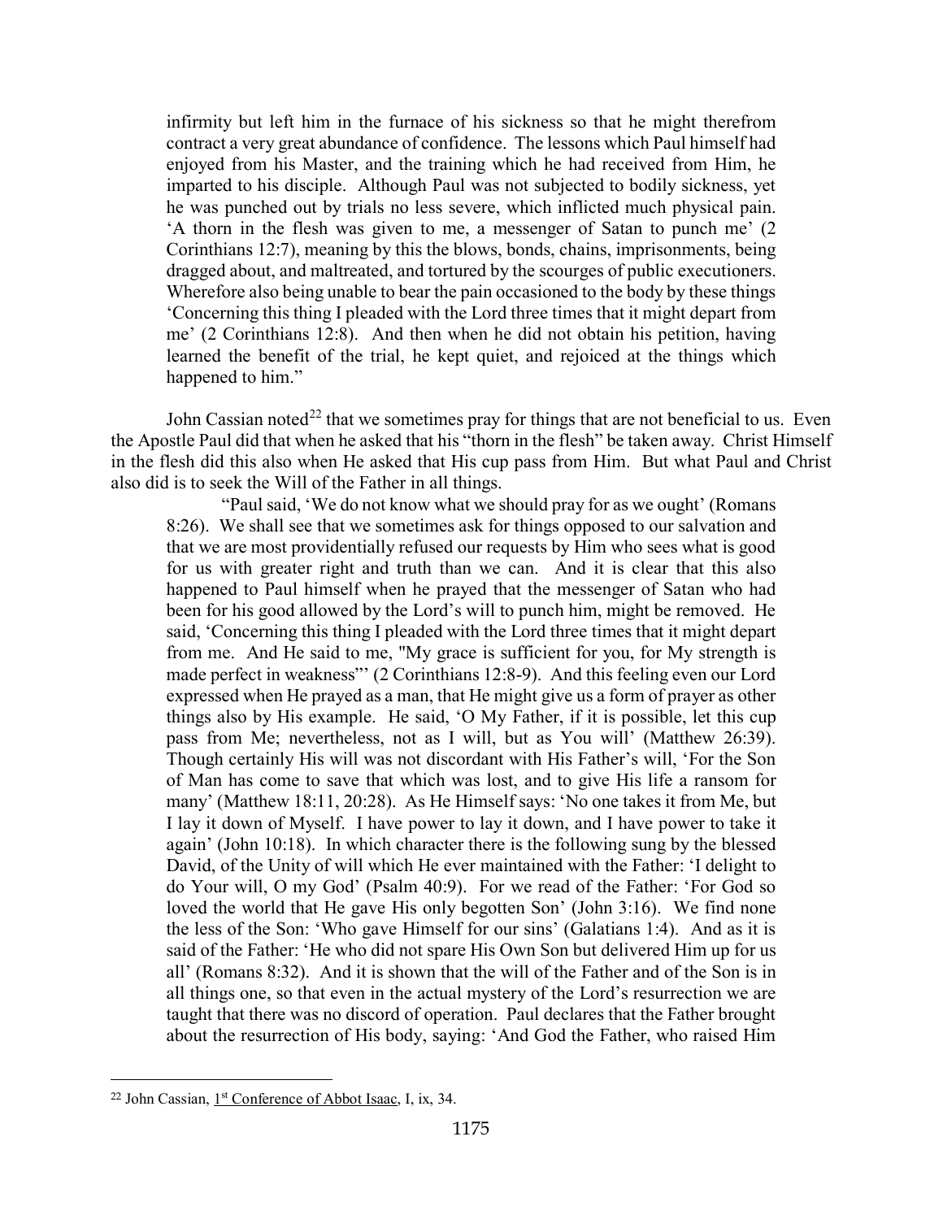> infirmity but left him in the furnace of his sickness so that he might therefrom contract a very great abundance of confidence. The lessons which Paul himself had enjoyed from his Master, and the training which he had received from Him, he imparted to his disciple. Although Paul was not subjected to bodily sickness, yet he was punched out by trials no less severe, which inflicted much physical pain. 'A thorn in the flesh was given to me, a messenger of Satan to punch me' (2 Corinthians 12:7), meaning by this the blows, bonds, chains, imprisonments, being dragged about, and maltreated, and tortured by the scourges of public executioners. Wherefore also being unable to bear the pain occasioned to the body by these things 'Concerning this thing I pleaded with the Lord three times that it might depart from me' (2 Corinthians 12:8). And then when he did not obtain his petition, having learned the benefit of the trial, he kept quiet, and rejoiced at the things which happened to him."

John Cassian noted[22] that we sometimes pray for things that are not beneficial to us. Even the Apostle Paul did that when he asked that his "thorn in the flesh" be taken away. Christ Himself in the flesh did this also when He asked that His cup pass from Him. But what Paul and Christ also did is to seek the Will of the Father in all things.

> "Paul said, 'We do not know what we should pray for as we ought' (Romans 8:26). We shall see that we sometimes ask for things opposed to our salvation and that we are most providentially refused our requests by Him who sees what is good for us with greater right and truth than we can. And it is clear that this also happened to Paul himself when he prayed that the messenger of Satan who had been for his good allowed by the Lord's will to punch him, might be removed. He said, 'Concerning this thing I pleaded with the Lord three times that it might depart from me. And He said to me, "My grace is sufficient for you, for My strength is made perfect in weakness"' (2 Corinthians 12:8-9). And this feeling even our Lord expressed when He prayed as a man, that He might give us a form of prayer as other things also by His example. He said, 'O My Father, if it is possible, let this cup pass from Me; nevertheless, not as I will, but as You will' (Matthew 26:39). Though certainly His will was not discordant with His Father's will, 'For the Son of Man has come to save that which was lost, and to give His life a ransom for many' (Matthew 18:11, 20:28). As He Himself says: 'No one takes it from Me, but I lay it down of Myself. I have power to lay it down, and I have power to take it again' (John 10:18). In which character there is the following sung by the blessed David, of the Unity of will which He ever maintained with the Father: 'I delight to do Your will, O my God' (Psalm 40:9). For we read of the Father: 'For God so loved the world that He gave His only begotten Son' (John 3:16). We find none the less of the Son: 'Who gave Himself for our sins' (Galatians 1:4). And as it is said of the Father: 'He who did not spare His Own Son but delivered Him up for us all' (Romans 8:32). And it is shown that the will of the Father and of the Son is in all things one, so that even in the actual mystery of the Lord's resurrection we are taught that there was no discord of operation. Paul declares that the Father brought about the resurrection of His body, saying: 'And God the Father, who raised Him

---

[22] John Cassian, 1st Conference of Abbot Isaac, I, ix, 34.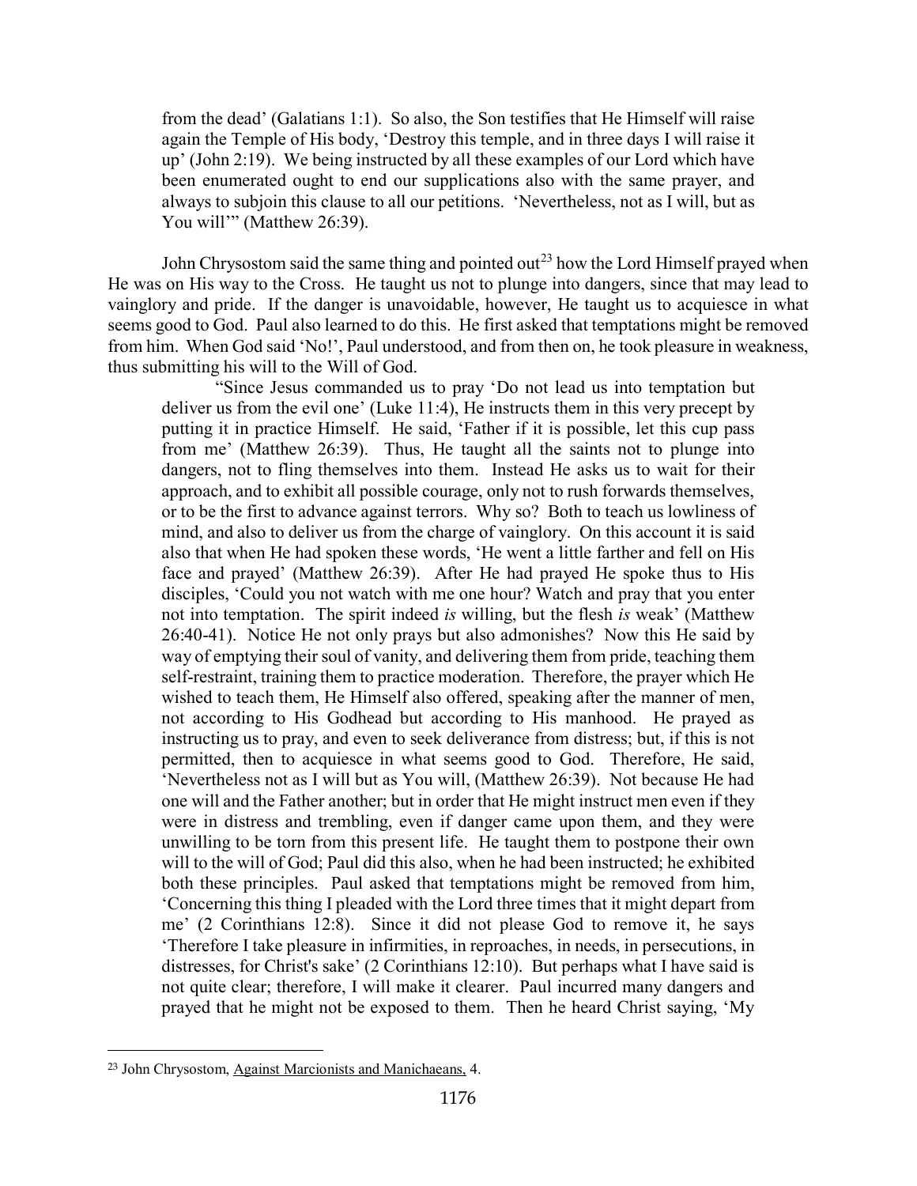from the dead' (Galatians 1:1). So also, the Son testifies that He Himself will raise again the Temple of His body, 'Destroy this temple, and in three days I will raise it up' (John 2:19). We being instructed by all these examples of our Lord which have been enumerated ought to end our supplications also with the same prayer, and always to subjoin this clause to all our petitions. 'Nevertheless, not as I will, but as You will'" (Matthew 26:39).

John Chrysostom said the same thing and pointed out[23] how the Lord Himself prayed when He was on His way to the Cross. He taught us not to plunge into dangers, since that may lead to vainglory and pride. If the danger is unavoidable, however, He taught us to acquiesce in what seems good to God. Paul also learned to do this. He first asked that temptations might be removed from him. When God said 'No!', Paul understood, and from then on, he took pleasure in weakness, thus submitting his will to the Will of God.

> "Since Jesus commanded us to pray 'Do not lead us into temptation but deliver us from the evil one' (Luke 11:4), He instructs them in this very precept by putting it in practice Himself. He said, 'Father if it is possible, let this cup pass from me' (Matthew 26:39). Thus, He taught all the saints not to plunge into dangers, not to fling themselves into them. Instead He asks us to wait for their approach, and to exhibit all possible courage, only not to rush forwards themselves, or to be the first to advance against terrors. Why so? Both to teach us lowliness of mind, and also to deliver us from the charge of vainglory. On this account it is said also that when He had spoken these words, 'He went a little farther and fell on His face and prayed' (Matthew 26:39). After He had prayed He spoke thus to His disciples, 'Could you not watch with me one hour? Watch and pray that you enter not into temptation. The spirit indeed *is* willing, but the flesh *is* weak' (Matthew 26:40-41). Notice He not only prays but also admonishes? Now this He said by way of emptying their soul of vanity, and delivering them from pride, teaching them self-restraint, training them to practice moderation. Therefore, the prayer which He wished to teach them, He Himself also offered, speaking after the manner of men, not according to His Godhead but according to His manhood. He prayed as instructing us to pray, and even to seek deliverance from distress; but, if this is not permitted, then to acquiesce in what seems good to God. Therefore, He said, 'Nevertheless not as I will but as You will, (Matthew 26:39). Not because He had one will and the Father another; but in order that He might instruct men even if they were in distress and trembling, even if danger came upon them, and they were unwilling to be torn from this present life. He taught them to postpone their own will to the will of God; Paul did this also, when he had been instructed; he exhibited both these principles. Paul asked that temptations might be removed from him, 'Concerning this thing I pleaded with the Lord three times that it might depart from me' (2 Corinthians 12:8). Since it did not please God to remove it, he says 'Therefore I take pleasure in infirmities, in reproaches, in needs, in persecutions, in distresses, for Christ's sake' (2 Corinthians 12:10). But perhaps what I have said is not quite clear; therefore, I will make it clearer. Paul incurred many dangers and prayed that he might not be exposed to them. Then he heard Christ saying, 'My

[23] John Chrysostom, Against Marcionists and Manichaeans, 4.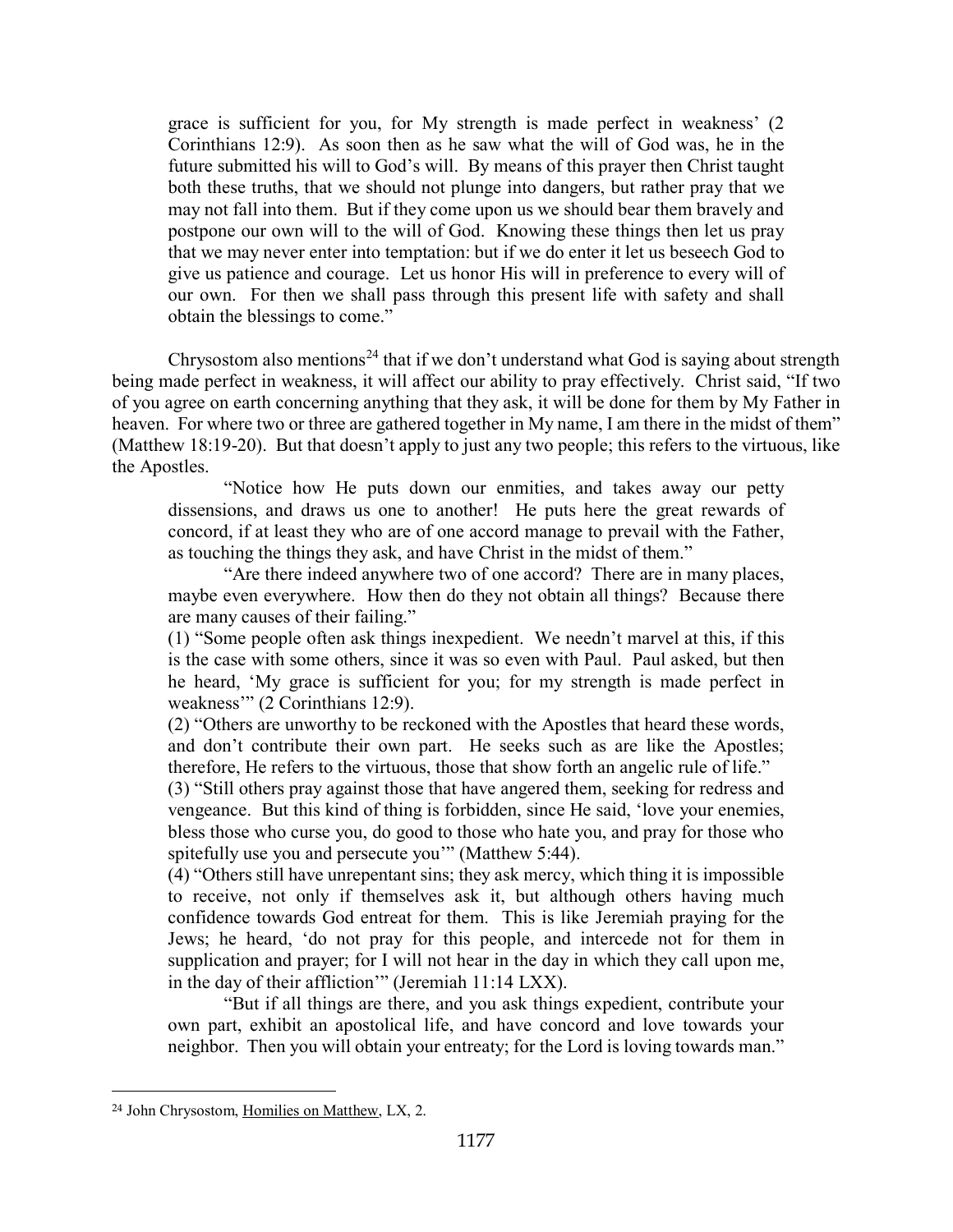grace is sufficient for you, for My strength is made perfect in weakness' (2 Corinthians 12:9). As soon then as he saw what the will of God was, he in the future submitted his will to God's will. By means of this prayer then Christ taught both these truths, that we should not plunge into dangers, but rather pray that we may not fall into them. But if they come upon us we should bear them bravely and postpone our own will to the will of God. Knowing these things then let us pray that we may never enter into temptation: but if we do enter it let us beseech God to give us patience and courage. Let us honor His will in preference to every will of our own. For then we shall pass through this present life with safety and shall obtain the blessings to come."

Chrysostom also mentions[24] that if we don't understand what God is saying about strength being made perfect in weakness, it will affect our ability to pray effectively. Christ said, "If two of you agree on earth concerning anything that they ask, it will be done for them by My Father in heaven. For where two or three are gathered together in My name, I am there in the midst of them" (Matthew 18:19-20). But that doesn't apply to just any two people; this refers to the virtuous, like the Apostles.

> "Notice how He puts down our enmities, and takes away our petty dissensions, and draws us one to another! He puts here the great rewards of concord, if at least they who are of one accord manage to prevail with the Father, as touching the things they ask, and have Christ in the midst of them."
>
> "Are there indeed anywhere two of one accord? There are in many places, maybe even everywhere. How then do they not obtain all things? Because there are many causes of their failing."
>
> (1) "Some people often ask things inexpedient. We needn't marvel at this, if this is the case with some others, since it was so even with Paul. Paul asked, but then he heard, 'My grace is sufficient for you; for my strength is made perfect in weakness'" (2 Corinthians 12:9).
>
> (2) "Others are unworthy to be reckoned with the Apostles that heard these words, and don't contribute their own part. He seeks such as are like the Apostles; therefore, He refers to the virtuous, those that show forth an angelic rule of life."
>
> (3) "Still others pray against those that have angered them, seeking for redress and vengeance. But this kind of thing is forbidden, since He said, 'love your enemies, bless those who curse you, do good to those who hate you, and pray for those who spitefully use you and persecute you'" (Matthew 5:44).
>
> (4) "Others still have unrepentant sins; they ask mercy, which thing it is impossible to receive, not only if themselves ask it, but although others having much confidence towards God entreat for them. This is like Jeremiah praying for the Jews; he heard, 'do not pray for this people, and intercede not for them in supplication and prayer; for I will not hear in the day in which they call upon me, in the day of their affliction'" (Jeremiah 11:14 LXX).
>
> "But if all things are there, and you ask things expedient, contribute your own part, exhibit an apostolical life, and have concord and love towards your neighbor. Then you will obtain your entreaty; for the Lord is loving towards man."

---

[24] John Chrysostom, Homilies on Matthew, LX, 2.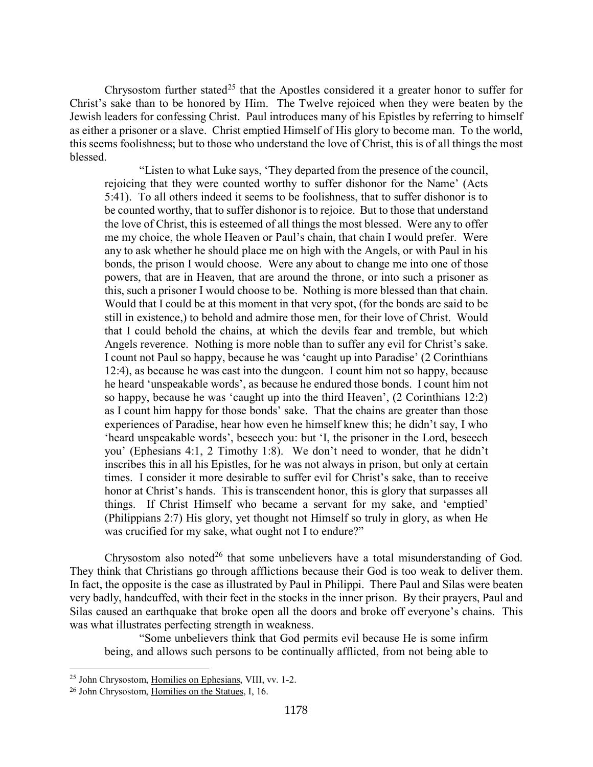Chrysostom further stated[25] that the Apostles considered it a greater honor to suffer for Christ's sake than to be honored by Him. The Twelve rejoiced when they were beaten by the Jewish leaders for confessing Christ. Paul introduces many of his Epistles by referring to himself as either a prisoner or a slave. Christ emptied Himself of His glory to become man. To the world, this seems foolishness; but to those who understand the love of Christ, this is of all things the most blessed.

> "Listen to what Luke says, 'They departed from the presence of the council, rejoicing that they were counted worthy to suffer dishonor for the Name' (Acts 5:41). To all others indeed it seems to be foolishness, that to suffer dishonor is to be counted worthy, that to suffer dishonor is to rejoice. But to those that understand the love of Christ, this is esteemed of all things the most blessed. Were any to offer me my choice, the whole Heaven or Paul's chain, that chain I would prefer. Were any to ask whether he should place me on high with the Angels, or with Paul in his bonds, the prison I would choose. Were any about to change me into one of those powers, that are in Heaven, that are around the throne, or into such a prisoner as this, such a prisoner I would choose to be. Nothing is more blessed than that chain. Would that I could be at this moment in that very spot, (for the bonds are said to be still in existence,) to behold and admire those men, for their love of Christ. Would that I could behold the chains, at which the devils fear and tremble, but which Angels reverence. Nothing is more noble than to suffer any evil for Christ's sake. I count not Paul so happy, because he was 'caught up into Paradise' (2 Corinthians 12:4), as because he was cast into the dungeon. I count him not so happy, because he heard 'unspeakable words', as because he endured those bonds. I count him not so happy, because he was 'caught up into the third Heaven', (2 Corinthians 12:2) as I count him happy for those bonds' sake. That the chains are greater than those experiences of Paradise, hear how even he himself knew this; he didn't say, I who 'heard unspeakable words', beseech you: but 'I, the prisoner in the Lord, beseech you' (Ephesians 4:1, 2 Timothy 1:8). We don't need to wonder, that he didn't inscribes this in all his Epistles, for he was not always in prison, but only at certain times. I consider it more desirable to suffer evil for Christ's sake, than to receive honor at Christ's hands. This is transcendent honor, this is glory that surpasses all things. If Christ Himself who became a servant for my sake, and 'emptied' (Philippians 2:7) His glory, yet thought not Himself so truly in glory, as when He was crucified for my sake, what ought not I to endure?"

Chrysostom also noted[26] that some unbelievers have a total misunderstanding of God. They think that Christians go through afflictions because their God is too weak to deliver them. In fact, the opposite is the case as illustrated by Paul in Philippi. There Paul and Silas were beaten very badly, handcuffed, with their feet in the stocks in the inner prison. By their prayers, Paul and Silas caused an earthquake that broke open all the doors and broke off everyone's chains. This was what illustrates perfecting strength in weakness.

> "Some unbelievers think that God permits evil because He is some infirm being, and allows such persons to be continually afflicted, from not being able to

---

[25] John Chrysostom, Homilies on Ephesians, VIII, vv. 1-2.

[26] John Chrysostom, Homilies on the Statues, I, 16.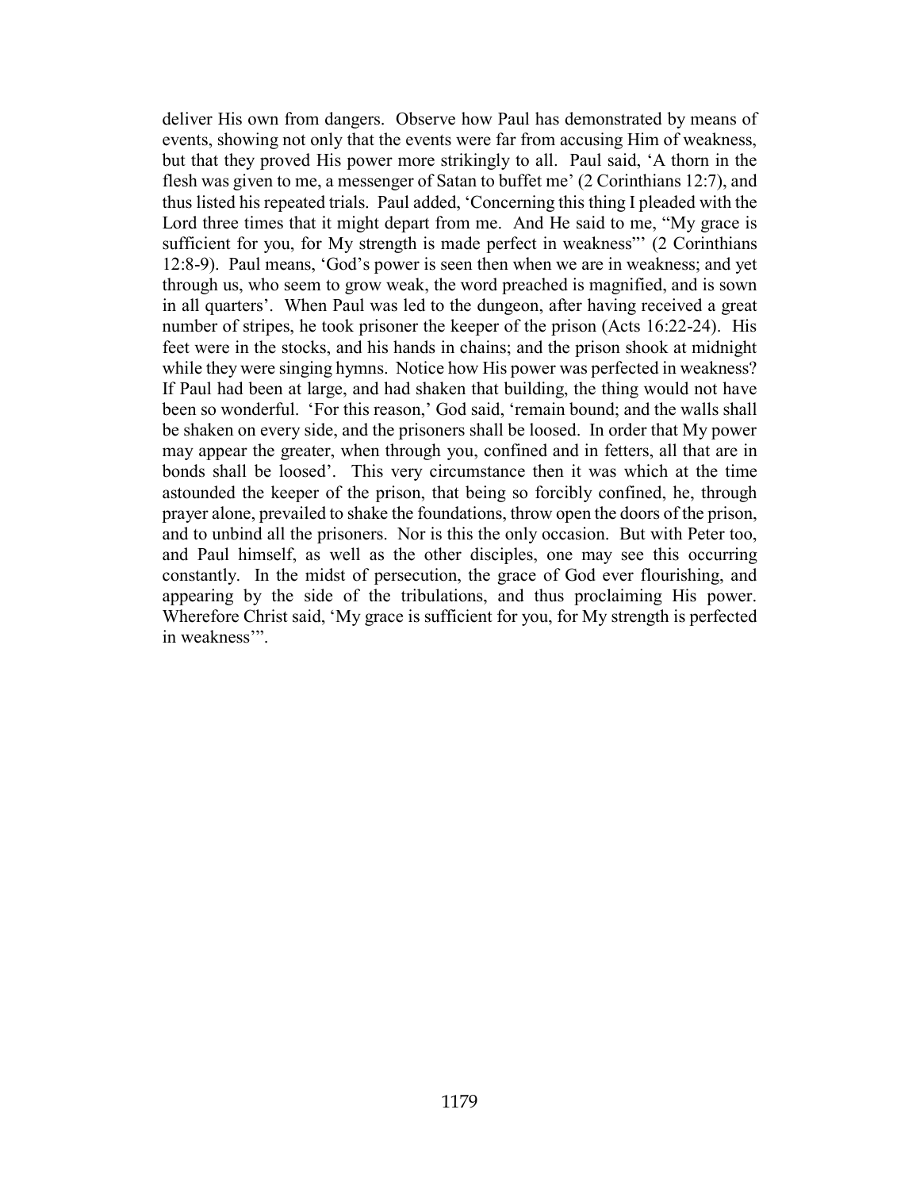deliver His own from dangers. Observe how Paul has demonstrated by means of events, showing not only that the events were far from accusing Him of weakness, but that they proved His power more strikingly to all. Paul said, 'A thorn in the flesh was given to me, a messenger of Satan to buffet me' (2 Corinthians 12:7), and thus listed his repeated trials. Paul added, 'Concerning this thing I pleaded with the Lord three times that it might depart from me. And He said to me, "My grace is sufficient for you, for My strength is made perfect in weakness"' (2 Corinthians 12:8-9). Paul means, 'God's power is seen then when we are in weakness; and yet through us, who seem to grow weak, the word preached is magnified, and is sown in all quarters'. When Paul was led to the dungeon, after having received a great number of stripes, he took prisoner the keeper of the prison (Acts 16:22-24). His feet were in the stocks, and his hands in chains; and the prison shook at midnight while they were singing hymns. Notice how His power was perfected in weakness? If Paul had been at large, and had shaken that building, the thing would not have been so wonderful. 'For this reason,' God said, 'remain bound; and the walls shall be shaken on every side, and the prisoners shall be loosed. In order that My power may appear the greater, when through you, confined and in fetters, all that are in bonds shall be loosed'. This very circumstance then it was which at the time astounded the keeper of the prison, that being so forcibly confined, he, through prayer alone, prevailed to shake the foundations, throw open the doors of the prison, and to unbind all the prisoners. Nor is this the only occasion. But with Peter too, and Paul himself, as well as the other disciples, one may see this occurring constantly. In the midst of persecution, the grace of God ever flourishing, and appearing by the side of the tribulations, and thus proclaiming His power. Wherefore Christ said, 'My grace is sufficient for you, for My strength is perfected in weakness'".